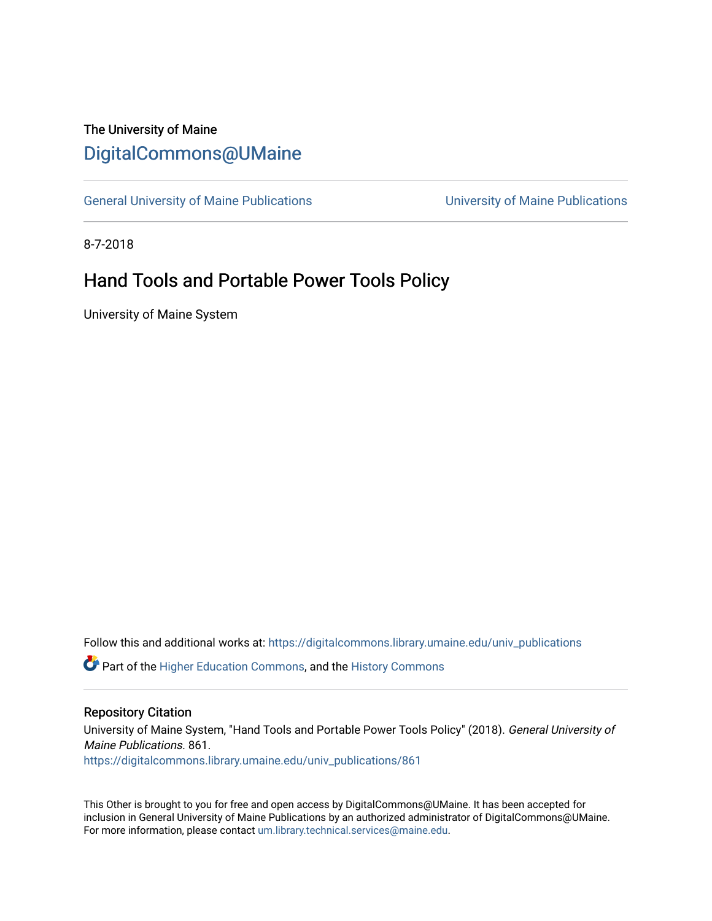The University of Maine

## DigitalCommons@UMaine

General University of Maine Publications | University of Maine Publications

8-7-2018

# Hand Tools and Portable Power Tools Policy

University of Maine System

Follow this and additional works at: https://digitalcommons.library.umaine.edu/univ_publications

Part of the Higher Education Commons, and the History Commons

### Repository Citation

University of Maine System, "Hand Tools and Portable Power Tools Policy" (2018). *General University of Maine Publications*. 861.
https://digitalcommons.library.umaine.edu/univ_publications/861

This Other is brought to you for free and open access by DigitalCommons@UMaine. It has been accepted for inclusion in General University of Maine Publications by an authorized administrator of DigitalCommons@UMaine. For more information, please contact um.library.technical.services@maine.edu.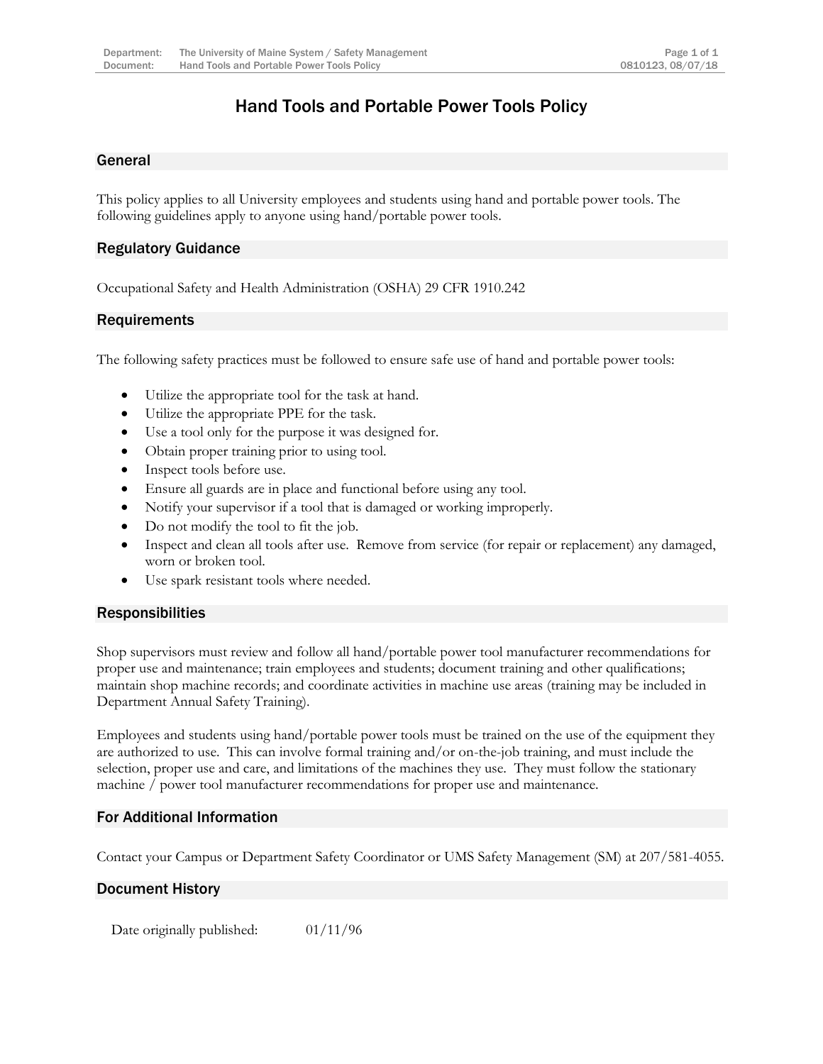# Hand Tools and Portable Power Tools Policy

## General

This policy applies to all University employees and students using hand and portable power tools. The following guidelines apply to anyone using hand/portable power tools.

## Regulatory Guidance

Occupational Safety and Health Administration (OSHA) 29 CFR 1910.242

## Requirements

The following safety practices must be followed to ensure safe use of hand and portable power tools:

- Utilize the appropriate tool for the task at hand.
- Utilize the appropriate PPE for the task.
- Use a tool only for the purpose it was designed for.
- Obtain proper training prior to using tool.
- Inspect tools before use.
- Ensure all guards are in place and functional before using any tool.
- Notify your supervisor if a tool that is damaged or working improperly.
- Do not modify the tool to fit the job.
- Inspect and clean all tools after use. Remove from service (for repair or replacement) any damaged, worn or broken tool.
- Use spark resistant tools where needed.

## Responsibilities

Shop supervisors must review and follow all hand/portable power tool manufacturer recommendations for proper use and maintenance; train employees and students; document training and other qualifications; maintain shop machine records; and coordinate activities in machine use areas (training may be included in Department Annual Safety Training).

Employees and students using hand/portable power tools must be trained on the use of the equipment they are authorized to use. This can involve formal training and/or on-the-job training, and must include the selection, proper use and care, and limitations of the machines they use. They must follow the stationary machine / power tool manufacturer recommendations for proper use and maintenance.

## For Additional Information

Contact your Campus or Department Safety Coordinator or UMS Safety Management (SM) at 207/581-4055.

## Document History

Date originally published: 01/11/96